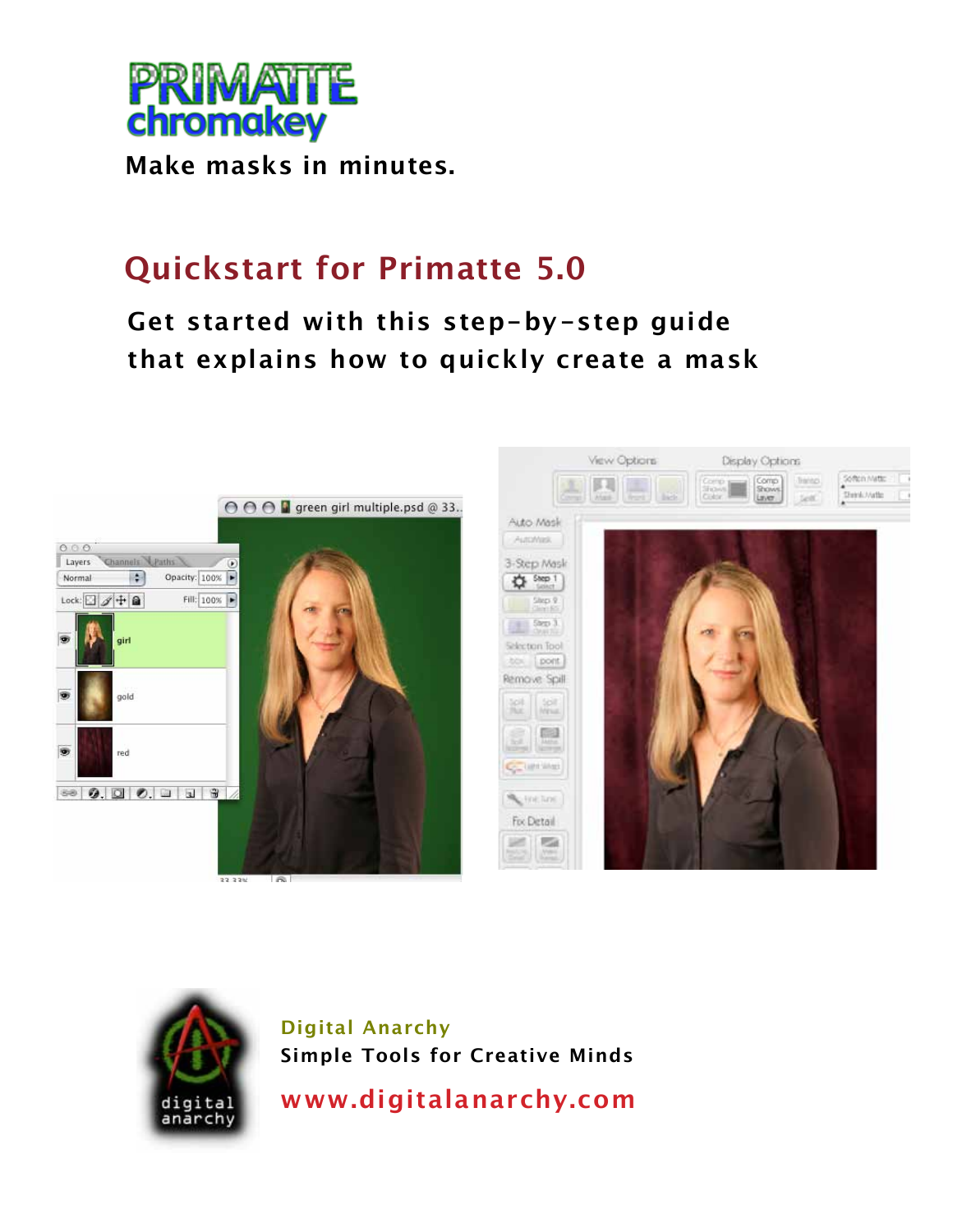# PRIMATTE chromakey

Make masks in minutes.

## Quickstart for Primatte 5.0

**Get started with this step-by-step guide that explains how to quickly create a mask**

Digital Anarchy

Simple Tools for Creative Minds

www.digitalanarchy.com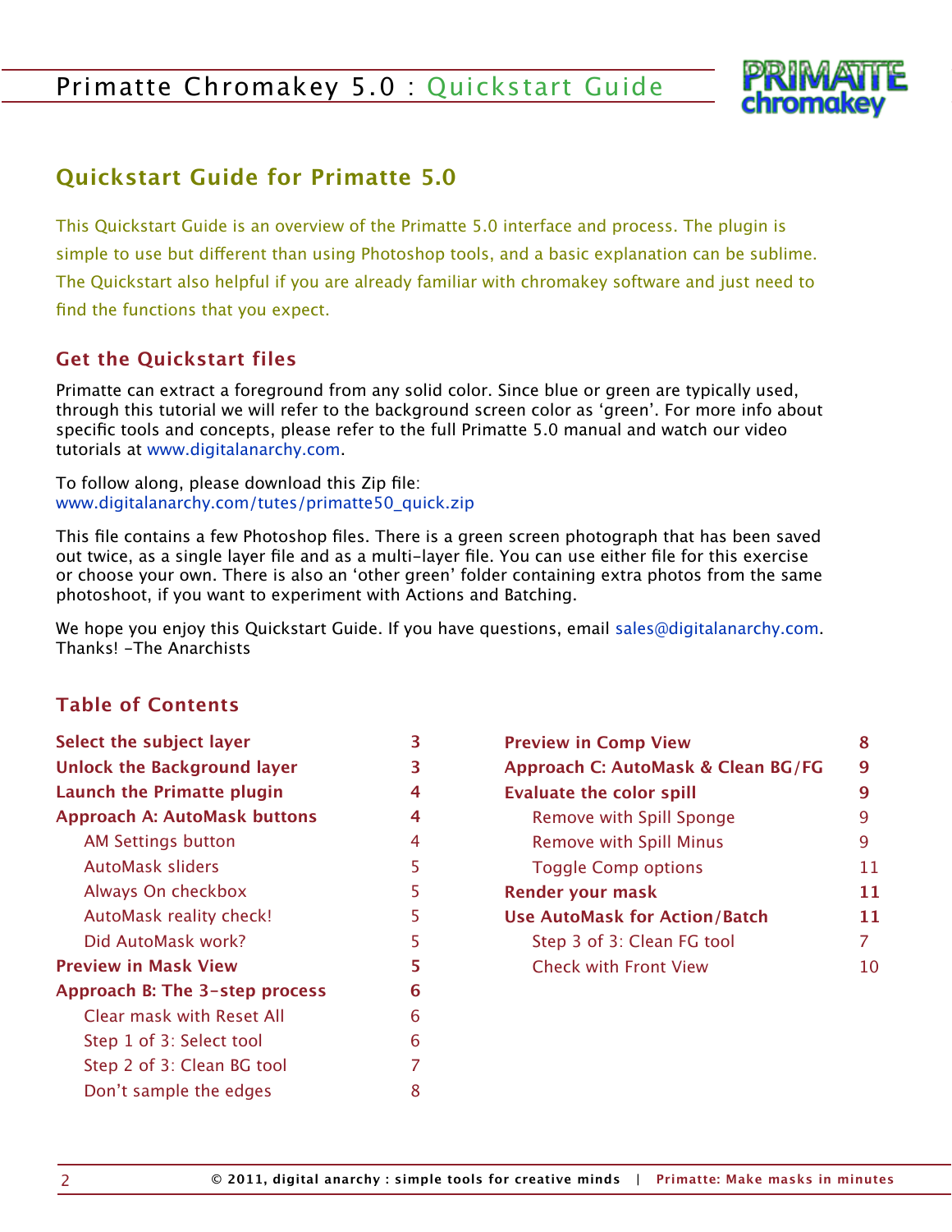## Quickstart Guide for Primatte 5.0

This Quickstart Guide is an overview of the Primatte 5.0 interface and process. The plugin is simple to use but different than using Photoshop tools, and a basic explanation can be sublime. The Quickstart also helpful if you are already familiar with chromakey software and just need to find the functions that you expect.

### Get the Quickstart files

Primatte can extract a foreground from any solid color. Since blue or green are typically used, through this tutorial we will refer to the background screen color as 'green'. For more info about specific tools and concepts, please refer to the full Primatte 5.0 manual and watch our video tutorials at www.digitalanarchy.com.

To follow along, please download this Zip file:
www.digitalanarchy.com/tutes/primatte50_quick.zip

This file contains a few Photoshop files. There is a green screen photograph that has been saved out twice, as a single layer file and as a multi-layer file. You can use either file for this exercise or choose your own. There is also an 'other green' folder containing extra photos from the same photoshoot, if you want to experiment with Actions and Batching.

We hope you enjoy this Quickstart Guide. If you have questions, email sales@digitalanarchy.com.
Thanks! -The Anarchists

### Table of Contents

| | |
|---|---|
| **Select the subject layer** | **3** |
| **Unlock the Background layer** | **3** |
| **Launch the Primatte plugin** | **4** |
| **Approach A: AutoMask buttons** | **4** |
| AM Settings button | 4 |
| AutoMask sliders | 5 |
| Always On checkbox | 5 |
| AutoMask reality check! | 5 |
| Did AutoMask work? | 5 |
| **Preview in Mask View** | **5** |
| **Approach B: The 3-step process** | **6** |
| Clear mask with Reset All | 6 |
| Step 1 of 3: Select tool | 6 |
| Step 2 of 3: Clean BG tool | 7 |
| Don't sample the edges | 8 |
| **Preview in Comp View** | **8** |
| **Approach C: AutoMask & Clean BG/FG** | **9** |
| **Evaluate the color spill** | **9** |
| Remove with Spill Sponge | 9 |
| Remove with Spill Minus | 9 |
| Toggle Comp options | 11 |
| **Render your mask** | **11** |
| **Use AutoMask for Action/Batch** | **11** |
| Step 3 of 3: Clean FG tool | 7 |
| Check with Front View | 10 |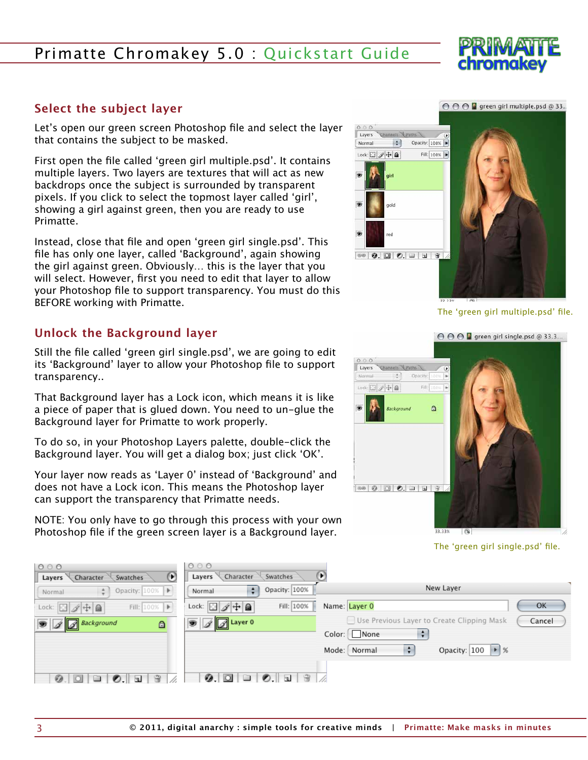## Select the subject layer

Let's open our green screen Photoshop file and select the layer that contains the subject to be masked.

First open the file called 'green girl multiple.psd'. It contains multiple layers. Two layers are textures that will act as new backdrops once the subject is surrounded by transparent pixels. If you click to select the topmost layer called 'girl', showing a girl against green, then you are ready to use Primatte.

Instead, close that file and open 'green girl single.psd'. This file has only one layer, called 'Background', again showing the girl against green. Obviously… this is the layer that you will select. However, first you need to edit that layer to allow your Photoshop file to support transparency. You must do this BEFORE working with Primatte.

The 'green girl multiple.psd' file.

## Unlock the Background layer

Still the file called 'green girl single.psd', we are going to edit its 'Background' layer to allow your Photoshop file to support transparency..

That Background layer has a Lock icon, which means it is like a piece of paper that is glued down. You need to un-glue the Background layer for Primatte to work properly.

To do so, in your Photoshop Layers palette, double-click the Background layer. You will get a dialog box; just click 'OK'.

Your layer now reads as 'Layer 0' instead of 'Background' and does not have a Lock icon. This means the Photoshop layer can support the transparency that Primatte needs.

NOTE: You only have to go through this process with your own Photoshop file if the green screen layer is a Background layer.

The 'green girl single.psd' file.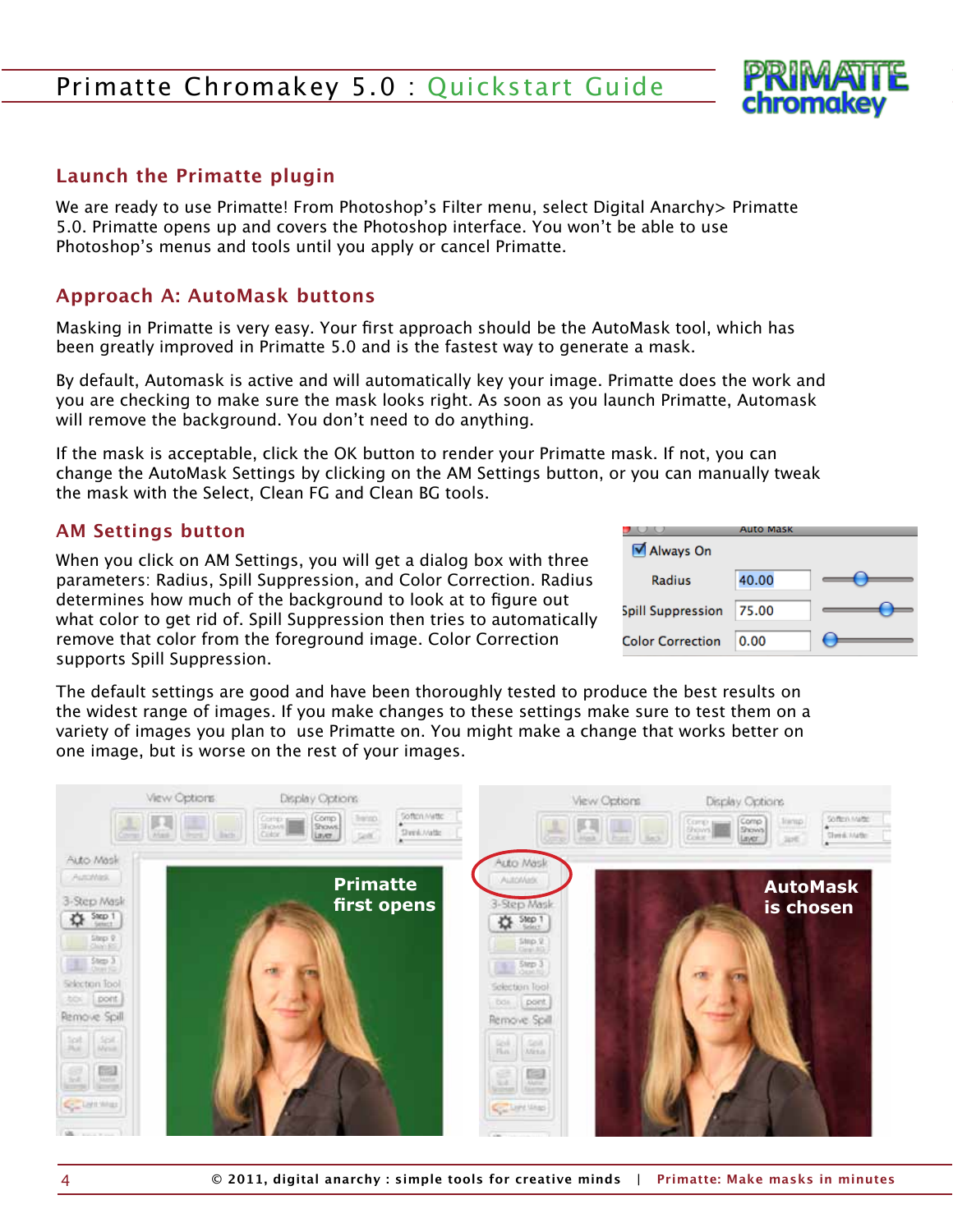## Launch the Primatte plugin

We are ready to use Primatte! From Photoshop's Filter menu, select Digital Anarchy> Primatte 5.0. Primatte opens up and covers the Photoshop interface. You won't be able to use Photoshop's menus and tools until you apply or cancel Primatte.

## Approach A: AutoMask buttons

Masking in Primatte is very easy. Your first approach should be the AutoMask tool, which has been greatly improved in Primatte 5.0 and is the fastest way to generate a mask.

By default, Automask is active and will automatically key your image. Primatte does the work and you are checking to make sure the mask looks right. As soon as you launch Primatte, Automask will remove the background. You don't need to do anything.

If the mask is acceptable, click the OK button to render your Primatte mask. If not, you can change the AutoMask Settings by clicking on the AM Settings button, or you can manually tweak the mask with the Select, Clean FG and Clean BG tools.

### AM Settings button

When you click on AM Settings, you will get a dialog box with three parameters: Radius, Spill Suppression, and Color Correction. Radius determines how much of the background to look at to figure out what color to get rid of. Spill Suppression then tries to automatically remove that color from the foreground image. Color Correction supports Spill Suppression.

The default settings are good and have been thoroughly tested to produce the best results on the widest range of images. If you make changes to these settings make sure to test them on a variety of images you plan to use Primatte on. You might make a change that works better on one image, but is worse on the rest of your images.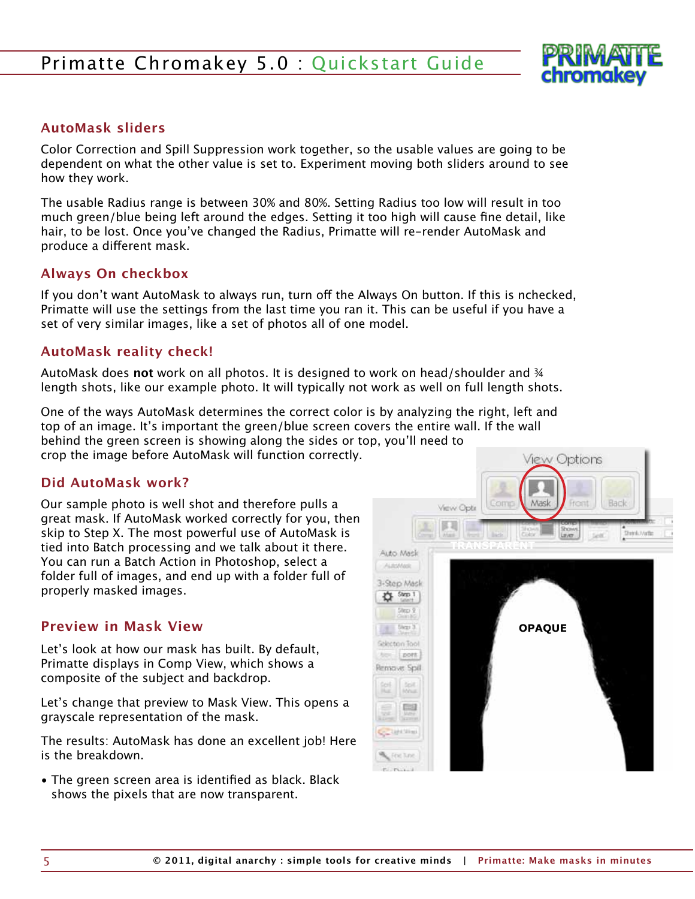## AutoMask sliders

Color Correction and Spill Suppression work together, so the usable values are going to be dependent on what the other value is set to. Experiment moving both sliders around to see how they work.

The usable Radius range is between 30% and 80%. Setting Radius too low will result in too much green/blue being left around the edges. Setting it too high will cause fine detail, like hair, to be lost. Once you've changed the Radius, Primatte will re-render AutoMask and produce a different mask.

## Always On checkbox

If you don't want AutoMask to always run, turn off the Always On button. If this is nchecked, Primatte will use the settings from the last time you ran it. This can be useful if you have a set of very similar images, like a set of photos all of one model.

## AutoMask reality check!

AutoMask does **not** work on all photos. It is designed to work on head/shoulder and ¾ length shots, like our example photo. It will typically not work as well on full length shots.

One of the ways AutoMask determines the correct color is by analyzing the right, left and top of an image. It's important the green/blue screen covers the entire wall. If the wall behind the green screen is showing along the sides or top, you'll need to crop the image before AutoMask will function correctly.

## Did AutoMask work?

Our sample photo is well shot and therefore pulls a great mask. If AutoMask worked correctly for you, then skip to Step X. The most powerful use of AutoMask is tied into Batch processing and we talk about it there. You can run a Batch Action in Photoshop, select a folder full of images, and end up with a folder full of properly masked images.

## Preview in Mask View

Let's look at how our mask has built. By default, Primatte displays in Comp View, which shows a composite of the subject and backdrop.

Let's change that preview to Mask View. This opens a grayscale representation of the mask.

The results: AutoMask has done an excellent job! Here is the breakdown.

- The green screen area is identified as black. Black shows the pixels that are now transparent.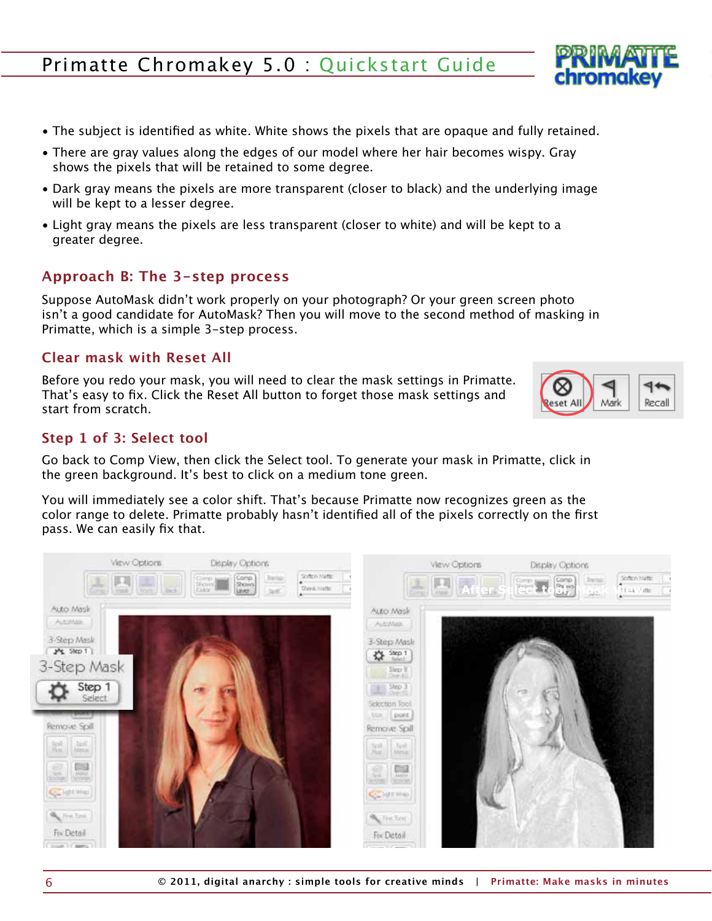- The subject is identified as white. White shows the pixels that are opaque and fully retained.
- There are gray values along the edges of our model where her hair becomes wispy. Gray shows the pixels that will be retained to some degree.
- Dark gray means the pixels are more transparent (closer to black) and the underlying image will be kept to a lesser degree.
- Light gray means the pixels are less transparent (closer to white) and will be kept to a greater degree.

## Approach B: The 3-step process

Suppose AutoMask didn't work properly on your photograph? Or your green screen photo isn't a good candidate for AutoMask? Then you will move to the second method of masking in Primatte, which is a simple 3-step process.

### Clear mask with Reset All

Before you redo your mask, you will need to clear the mask settings in Primatte. That's easy to fix. Click the Reset All button to forget those mask settings and start from scratch.

### Step 1 of 3: Select tool

Go back to Comp View, then click the Select tool. To generate your mask in Primatte, click in the green background. It's best to click on a medium tone green.

You will immediately see a color shift. That's because Primatte now recognizes green as the color range to delete. Primatte probably hasn't identified all of the pixels correctly on the first pass. We can easily fix that.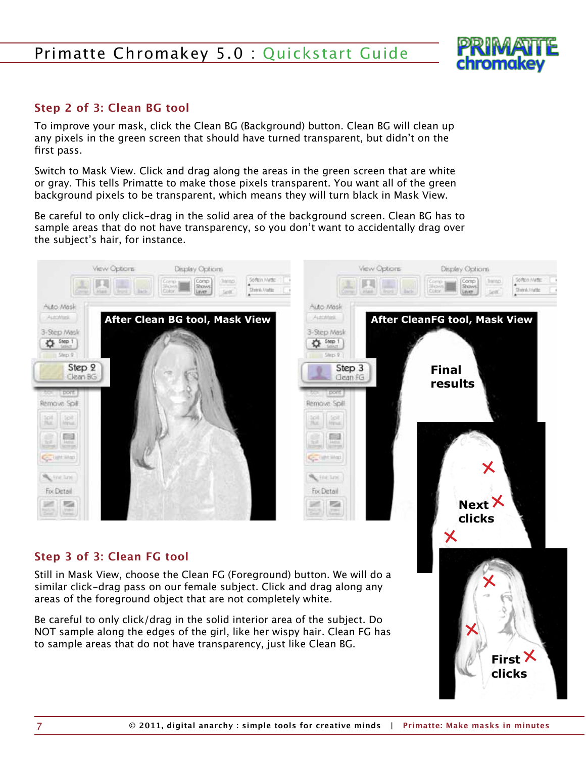## Step 2 of 3: Clean BG tool

To improve your mask, click the Clean BG (Background) button. Clean BG will clean up any pixels in the green screen that should have turned transparent, but didn't on the first pass.

Switch to Mask View. Click and drag along the areas in the green screen that are white or gray. This tells Primatte to make those pixels transparent. You want all of the green background pixels to be transparent, which means they will turn black in Mask View.

Be careful to only click-drag in the solid area of the background screen. Clean BG has to sample areas that do not have transparency, so you don't want to accidentally drag over the subject's hair, for instance.

After Clean BG tool, Mask View

After CleanFG tool, Mask View

Final results

Next clicks

First clicks

## Step 3 of 3: Clean FG tool

Still in Mask View, choose the Clean FG (Foreground) button. We will do a similar click-drag pass on our female subject. Click and drag along any areas of the foreground object that are not completely white.

Be careful to only click/drag in the solid interior area of the subject. Do NOT sample along the edges of the girl, like her wispy hair. Clean FG has to sample areas that do not have transparency, just like Clean BG.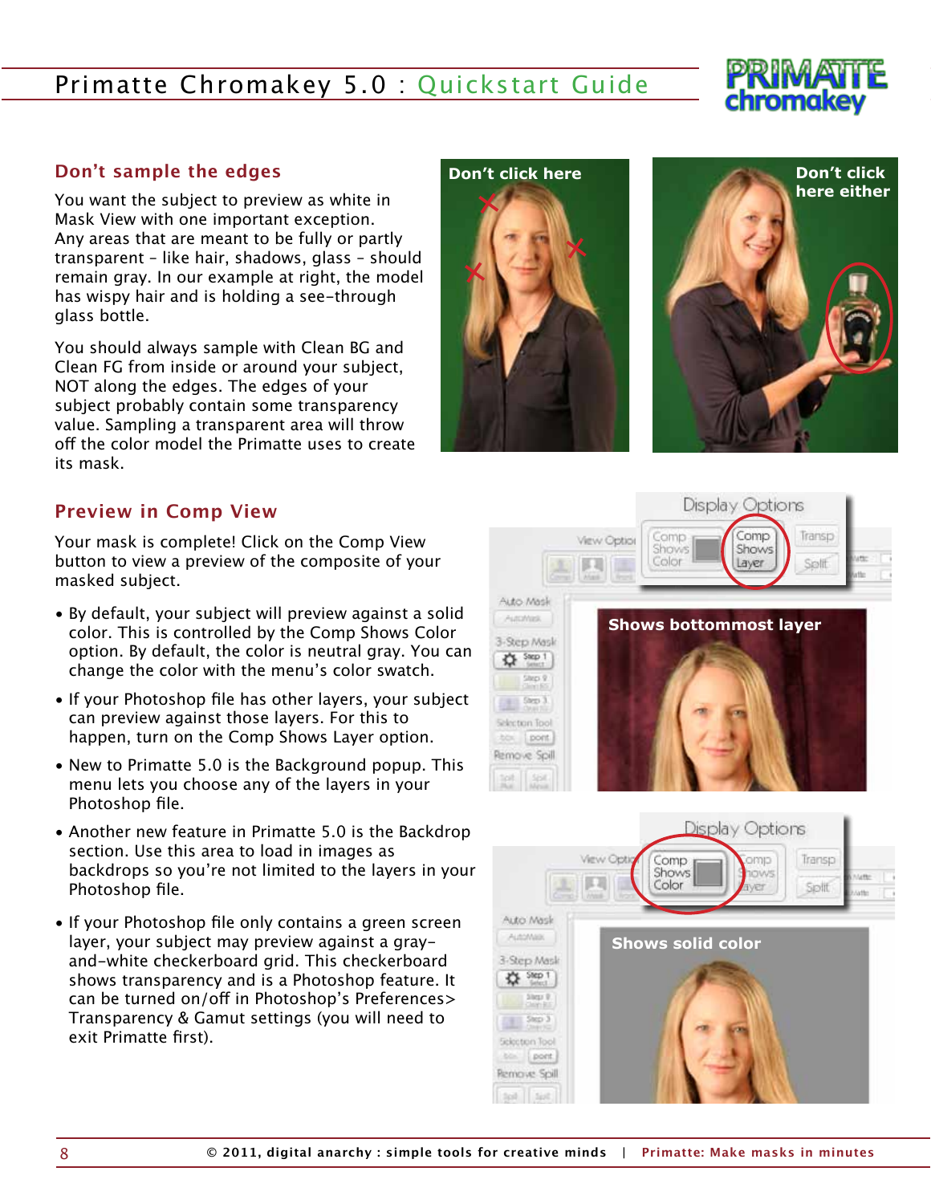## Don't sample the edges

You want the subject to preview as white in Mask View with one important exception. Any areas that are meant to be fully or partly transparent – like hair, shadows, glass – should remain gray. In our example at right, the model has wispy hair and is holding a see-through glass bottle.

You should always sample with Clean BG and Clean FG from inside or around your subject, NOT along the edges. The edges of your subject probably contain some transparency value. Sampling a transparent area will throw off the color model the Primatte uses to create its mask.

## Preview in Comp View

Your mask is complete! Click on the Comp View button to view a preview of the composite of your masked subject.

- By default, your subject will preview against a solid color. This is controlled by the Comp Shows Color option. By default, the color is neutral gray. You can change the color with the menu's color swatch.
- If your Photoshop file has other layers, your subject can preview against those layers. For this to happen, turn on the Comp Shows Layer option.
- New to Primatte 5.0 is the Background popup. This menu lets you choose any of the layers in your Photoshop file.
- Another new feature in Primatte 5.0 is the Backdrop section. Use this area to load in images as backdrops so you're not limited to the layers in your Photoshop file.
- If your Photoshop file only contains a green screen layer, your subject may preview against a gray-and-white checkerboard grid. This checkerboard shows transparency and is a Photoshop feature. It can be turned on/off in Photoshop's Preferences> Transparency & Gamut settings (you will need to exit Primatte first).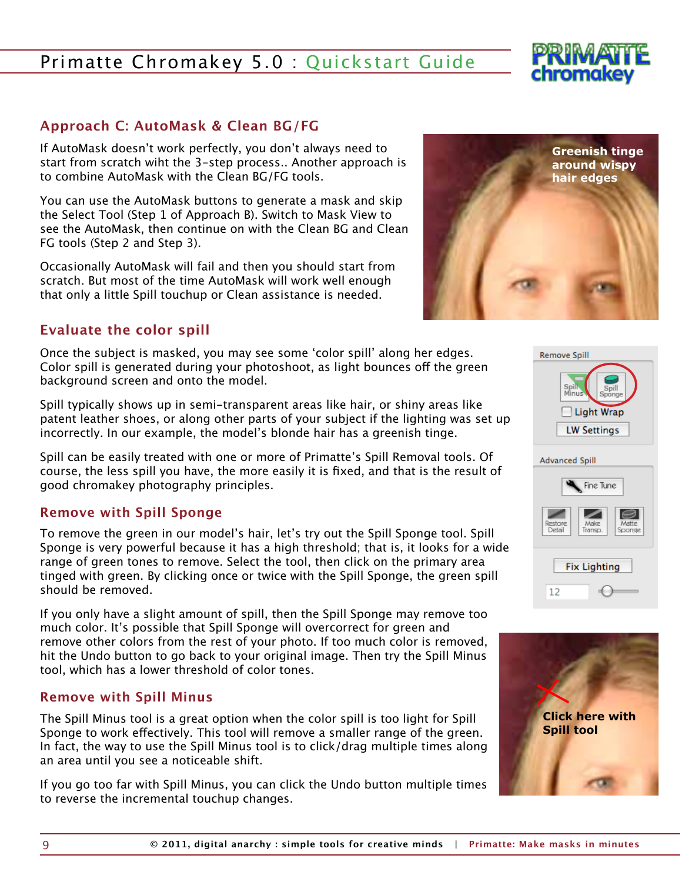## Approach C: AutoMask & Clean BG/FG

If AutoMask doesn't work perfectly, you don't always need to start from scratch wiht the 3-step process.. Another approach is to combine AutoMask with the Clean BG/FG tools.

You can use the AutoMask buttons to generate a mask and skip the Select Tool (Step 1 of Approach B). Switch to Mask View to see the AutoMask, then continue on with the Clean BG and Clean FG tools (Step 2 and Step 3).

Occasionally AutoMask will fail and then you should start from scratch. But most of the time AutoMask will work well enough that only a little Spill touchup or Clean assistance is needed.

Greenish tinge around wispy hair edges

## Evaluate the color spill

Once the subject is masked, you may see some 'color spill' along her edges. Color spill is generated during your photoshoot, as light bounces off the green background screen and onto the model.

Spill typically shows up in semi-transparent areas like hair, or shiny areas like patent leather shoes, or along other parts of your subject if the lighting was set up incorrectly. In our example, the model's blonde hair has a greenish tinge.

Spill can be easily treated with one or more of Primatte's Spill Removal tools. Of course, the less spill you have, the more easily it is fixed, and that is the result of good chromakey photography principles.

## Remove with Spill Sponge

To remove the green in our model's hair, let's try out the Spill Sponge tool. Spill Sponge is very powerful because it has a high threshold; that is, it looks for a wide range of green tones to remove. Select the tool, then click on the primary area tinged with green. By clicking once or twice with the Spill Sponge, the green spill should be removed.

If you only have a slight amount of spill, then the Spill Sponge may remove too much color. It's possible that Spill Sponge will overcorrect for green and remove other colors from the rest of your photo. If too much color is removed, hit the Undo button to go back to your original image. Then try the Spill Minus tool, which has a lower threshold of color tones.

Click here with Spill tool

## Remove with Spill Minus

The Spill Minus tool is a great option when the color spill is too light for Spill Sponge to work effectively. This tool will remove a smaller range of the green. In fact, the way to use the Spill Minus tool is to click/drag multiple times along an area until you see a noticeable shift.

If you go too far with Spill Minus, you can click the Undo button multiple times to reverse the incremental touchup changes.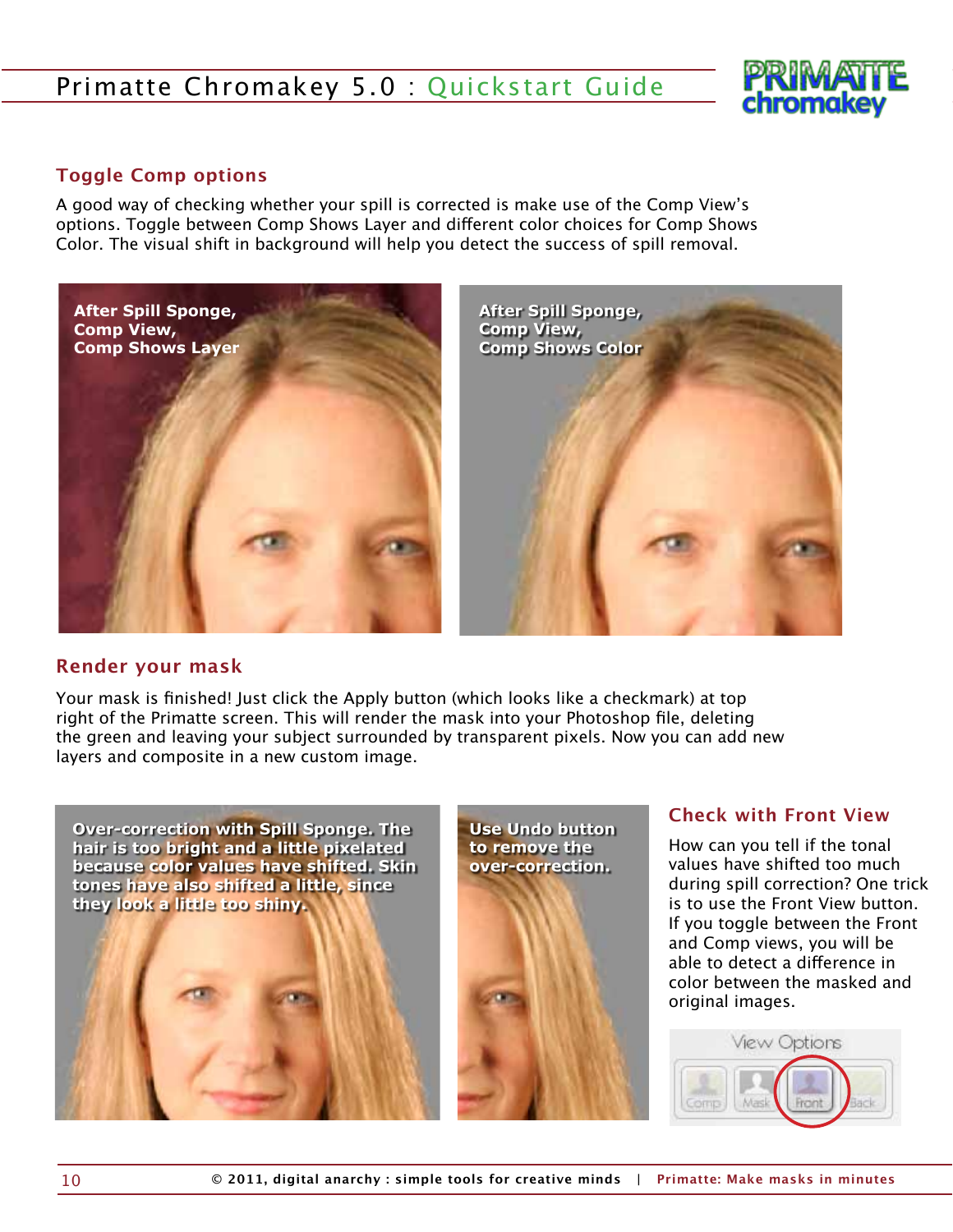## Toggle Comp options

A good way of checking whether your spill is corrected is make use of the Comp View's options. Toggle between Comp Shows Layer and different color choices for Comp Shows Color. The visual shift in background will help you detect the success of spill removal.

After Spill Sponge, Comp View, Comp Shows Layer

After Spill Sponge, Comp View, Comp Shows Color

## Render your mask

Your mask is finished! Just click the Apply button (which looks like a checkmark) at top right of the Primatte screen. This will render the mask into your Photoshop file, deleting the green and leaving your subject surrounded by transparent pixels. Now you can add new layers and composite in a new custom image.

Over-correction with Spill Sponge. The hair is too bright and a little pixelated because color values have shifted. Skin tones have also shifted a little, since they look a little too shiny.

Use Undo button to remove the over-correction.

## Check with Front View

How can you tell if the tonal values have shifted too much during spill correction? One trick is to use the Front View button. If you toggle between the Front and Comp views, you will be able to detect a difference in color between the masked and original images.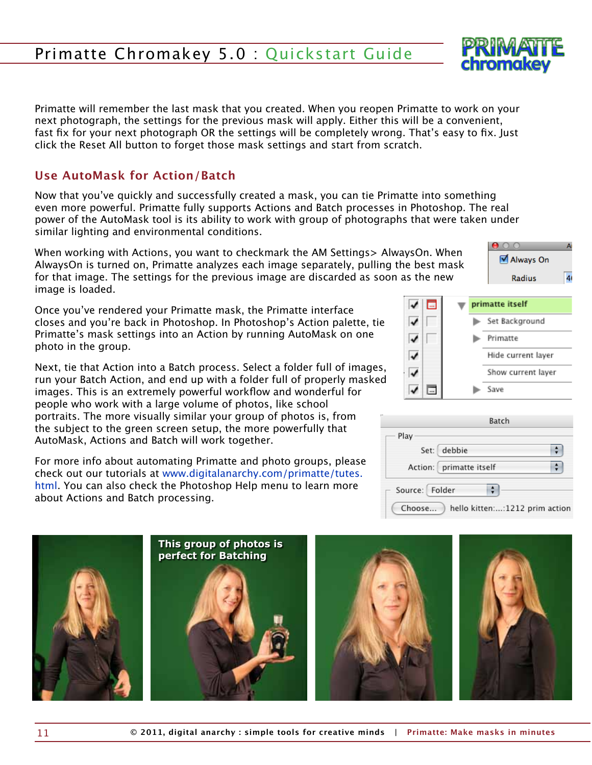Primatte will remember the last mask that you created. When you reopen Primatte to work on your next photograph, the settings for the previous mask will apply. Either this will be a convenient, fast fix for your next photograph OR the settings will be completely wrong. That's easy to fix. Just click the Reset All button to forget those mask settings and start from scratch.

## Use AutoMask for Action/Batch

Now that you've quickly and successfully created a mask, you can tie Primatte into something even more powerful. Primatte fully supports Actions and Batch processes in Photoshop. The real power of the AutoMask tool is its ability to work with group of photographs that were taken under similar lighting and environmental conditions.

When working with Actions, you want to checkmark the AM Settings> AlwaysOn. When AlwaysOn is turned on, Primatte analyzes each image separately, pulling the best mask for that image. The settings for the previous image are discarded as soon as the new image is loaded.

Once you've rendered your Primatte mask, the Primatte interface closes and you're back in Photoshop. In Photoshop's Action palette, tie Primatte's mask settings into an Action by running AutoMask on one photo in the group.

Next, tie that Action into a Batch process. Select a folder full of images, run your Batch Action, and end up with a folder full of properly masked images. This is an extremely powerful workflow and wonderful for people who work with a large volume of photos, like school portraits. The more visually similar your group of photos is, from the subject to the green screen setup, the more powerfully that AutoMask, Actions and Batch will work together.

For more info about automating Primatte and photo groups, please check out our tutorials at www.digitalanarchy.com/primatte/tutes.html. You can also check the Photoshop Help menu to learn more about Actions and Batch processing.

This group of photos is perfect for Batching